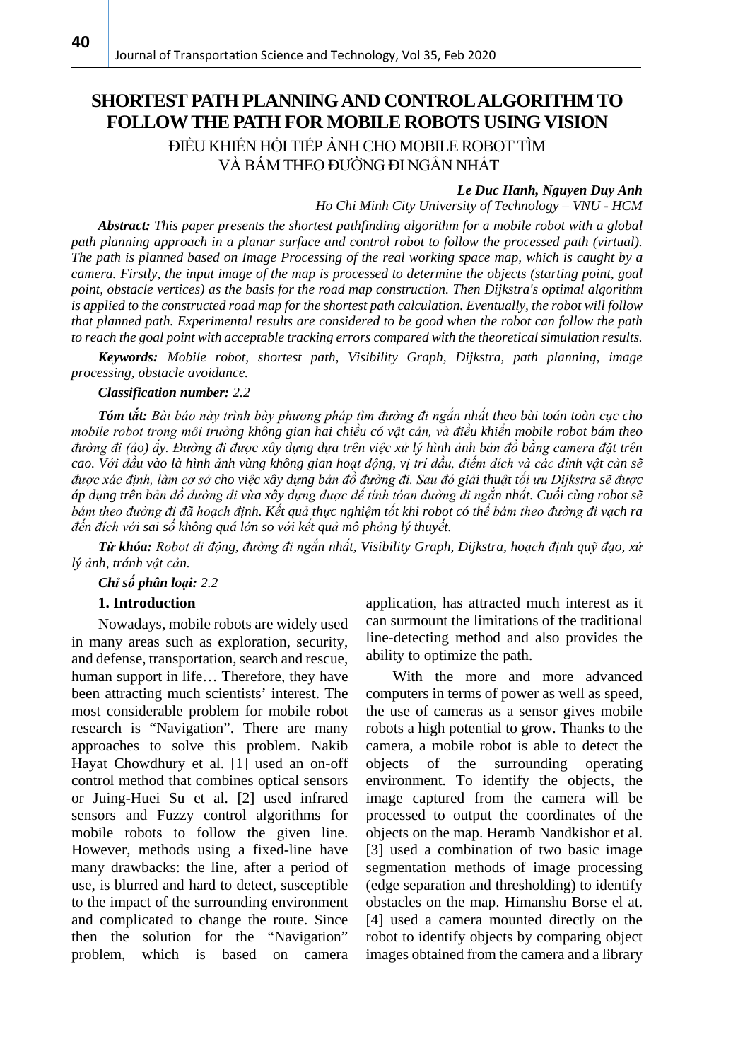# SHORTEST PATH PLANNING AND CONTROL ALGORITHM TO FOLLOW THE PATH FOR MOBILE ROBOTS USING VISION

## ĐIỀU KHIỂN HỒI TIẾP ẢNH CHO MOBILE ROBOT TÌM VÀ BÁM THEO ĐƯỜNG ĐI NGẮN NHẤT

***Le Duc Hanh, Nguyen Duy Anh***

*Ho Chi Minh City University of Technology – VNU - HCM*

***Abstract:*** *This paper presents the shortest pathfinding algorithm for a mobile robot with a global path planning approach in a planar surface and control robot to follow the processed path (virtual). The path is planned based on Image Processing of the real working space map, which is caught by a camera. Firstly, the input image of the map is processed to determine the objects (starting point, goal point, obstacle vertices) as the basis for the road map construction. Then Dijkstra's optimal algorithm is applied to the constructed road map for the shortest path calculation. Eventually, the robot will follow that planned path. Experimental results are considered to be good when the robot can follow the path to reach the goal point with acceptable tracking errors compared with the theoretical simulation results.*

***Keywords:*** *Mobile robot, shortest path, Visibility Graph, Dijkstra, path planning, image processing, obstacle avoidance.*

***Classification number:*** *2.2*

***Tóm tắt:*** *Bài báo này trình bày phương pháp tìm đường đi ngắn nhất theo bài toán toàn cục cho mobile robot trong môi trường không gian hai chiều có vật cản, và điều khiển mobile robot bám theo đường đi (ảo) ấy. Đường đi được xây dựng dựa trên việc xử lý hình ảnh bản đồ bằng camera đặt trên cao. Với đầu vào là hình ảnh vùng không gian hoạt động, vị trí đầu, điểm đích và các đỉnh vật cản sẽ được xác định, làm cơ sở cho việc xây dựng bản đồ đường đi. Sau đó giải thuật tối ưu Dijkstra sẽ được áp dụng trên bản đồ đường đi vừa xây dựng được để tính tóan đường đi ngắn nhất. Cuối cùng robot sẽ bám theo đường đi đã hoạch định. Kết quả thực nghiệm tốt khi robot có thể bám theo đường đi vạch ra đến đích với sai số không quá lớn so với kết quả mô phỏng lý thuyết.*

***Từ khóa:*** *Robot di động, đường đi ngắn nhất, Visibility Graph, Dijkstra, hoạch định quỹ đạo, xử lý ảnh, tránh vật cản.*

***Chỉ số phân loại:*** *2.2*

### 1. Introduction

Nowadays, mobile robots are widely used in many areas such as exploration, security, and defense, transportation, search and rescue, human support in life… Therefore, they have been attracting much scientists' interest. The most considerable problem for mobile robot research is "Navigation". There are many approaches to solve this problem. Nakib Hayat Chowdhury et al. [1] used an on-off control method that combines optical sensors or Juing-Huei Su et al. [2] used infrared sensors and Fuzzy control algorithms for mobile robots to follow the given line. However, methods using a fixed-line have many drawbacks: the line, after a period of use, is blurred and hard to detect, susceptible to the impact of the surrounding environment and complicated to change the route. Since then the solution for the "Navigation" problem, which is based on camera application, has attracted much interest as it can surmount the limitations of the traditional line-detecting method and also provides the ability to optimize the path.

With the more and more advanced computers in terms of power as well as speed, the use of cameras as a sensor gives mobile robots a high potential to grow. Thanks to the camera, a mobile robot is able to detect the objects of the surrounding operating environment. To identify the objects, the image captured from the camera will be processed to output the coordinates of the objects on the map. Heramb Nandkishor et al. [3] used a combination of two basic image segmentation methods of image processing (edge separation and thresholding) to identify obstacles on the map. Himanshu Borse el at. [4] used a camera mounted directly on the robot to identify objects by comparing object images obtained from the camera and a library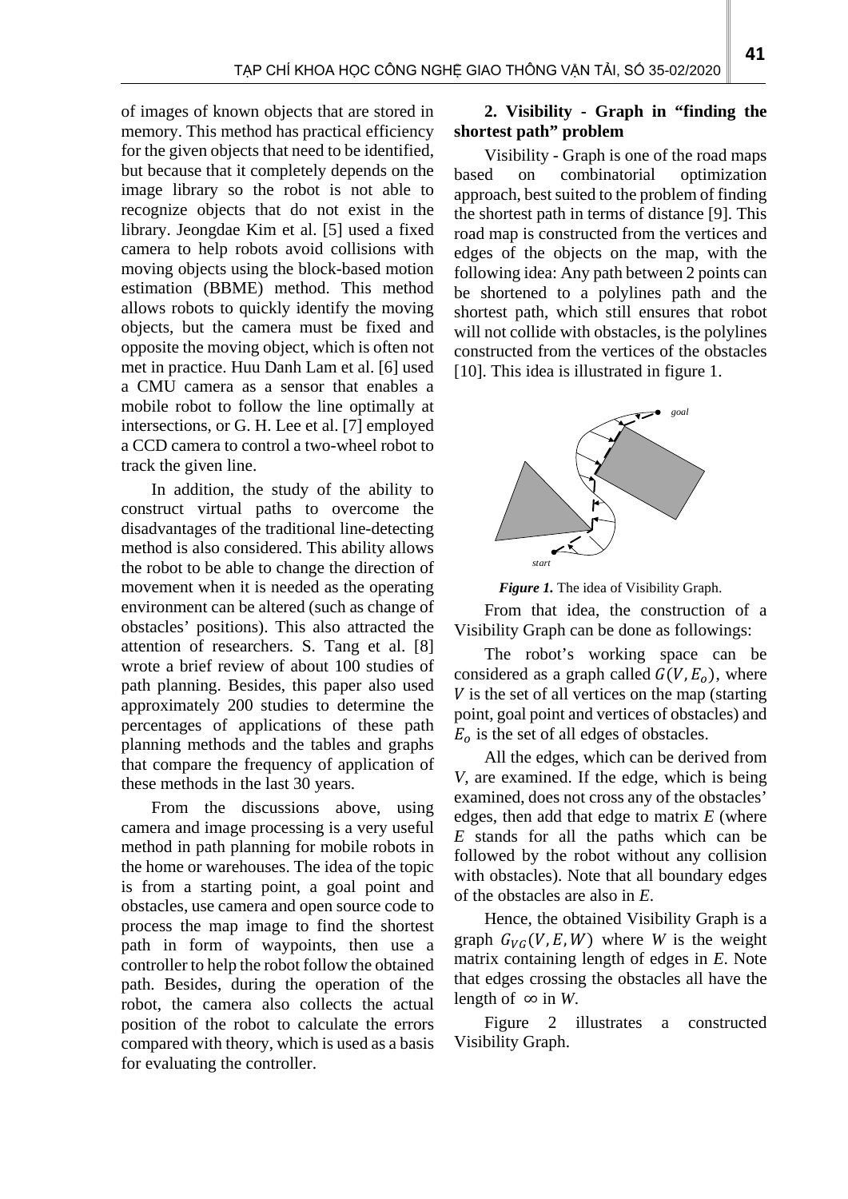of images of known objects that are stored in memory. This method has practical efficiency for the given objects that need to be identified, but because that it completely depends on the image library so the robot is not able to recognize objects that do not exist in the library. Jeongdae Kim et al. [5] used a fixed camera to help robots avoid collisions with moving objects using the block-based motion estimation (BBME) method. This method allows robots to quickly identify the moving objects, but the camera must be fixed and opposite the moving object, which is often not met in practice. Huu Danh Lam et al. [6] used a CMU camera as a sensor that enables a mobile robot to follow the line optimally at intersections, or G. H. Lee et al. [7] employed a CCD camera to control a two-wheel robot to track the given line.

In addition, the study of the ability to construct virtual paths to overcome the disadvantages of the traditional line-detecting method is also considered. This ability allows the robot to be able to change the direction of movement when it is needed as the operating environment can be altered (such as change of obstacles' positions). This also attracted the attention of researchers. S. Tang et al. [8] wrote a brief review of about 100 studies of path planning. Besides, this paper also used approximately 200 studies to determine the percentages of applications of these path planning methods and the tables and graphs that compare the frequency of application of these methods in the last 30 years.

From the discussions above, using camera and image processing is a very useful method in path planning for mobile robots in the home or warehouses. The idea of the topic is from a starting point, a goal point and obstacles, use camera and open source code to process the map image to find the shortest path in form of waypoints, then use a controller to help the robot follow the obtained path. Besides, during the operation of the robot, the camera also collects the actual position of the robot to calculate the errors compared with theory, which is used as a basis for evaluating the controller.

## 2. Visibility - Graph in "finding the shortest path" problem

Visibility - Graph is one of the road maps based on combinatorial optimization approach, best suited to the problem of finding the shortest path in terms of distance [9]. This road map is constructed from the vertices and edges of the objects on the map, with the following idea: Any path between 2 points can be shortened to a polylines path and the shortest path, which still ensures that robot will not collide with obstacles, is the polylines constructed from the vertices of the obstacles [10]. This idea is illustrated in figure 1.

***Figure 1.*** The idea of Visibility Graph.

From that idea, the construction of a Visibility Graph can be done as followings:

The robot's working space can be considered as a graph called $G(V, E_o)$, where $V$ is the set of all vertices on the map (starting point, goal point and vertices of obstacles) and $E_o$ is the set of all edges of obstacles.

All the edges, which can be derived from $V$, are examined. If the edge, which is being examined, does not cross any of the obstacles' edges, then add that edge to matrix $E$ (where $E$ stands for all the paths which can be followed by the robot without any collision with obstacles). Note that all boundary edges of the obstacles are also in $E$.

Hence, the obtained Visibility Graph is a graph $G_{VG}(V, E, W)$ where $W$ is the weight matrix containing length of edges in $E$. Note that edges crossing the obstacles all have the length of $\infty$ in $W$.

Figure 2 illustrates a constructed Visibility Graph.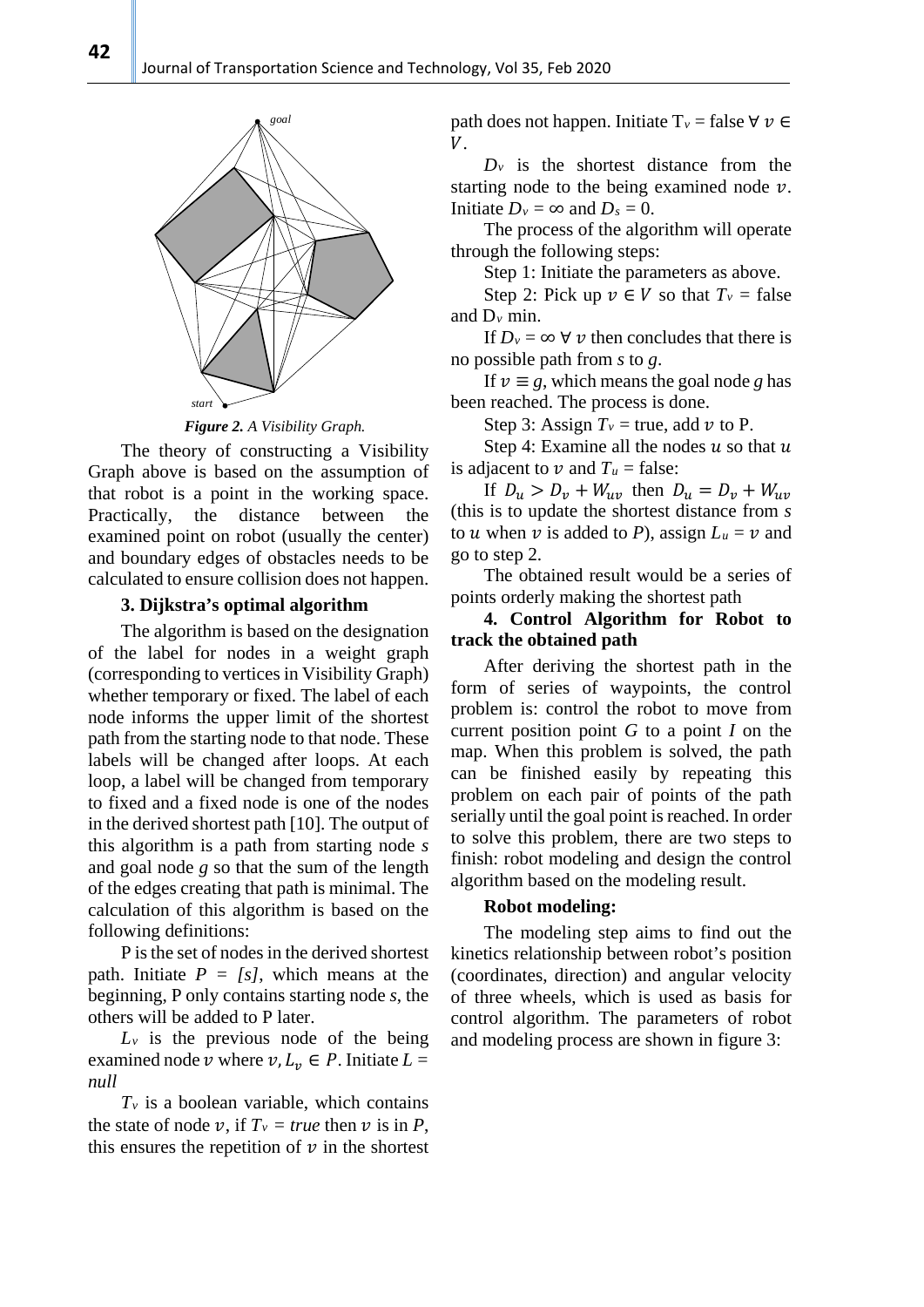*Figure 2. A Visibility Graph.*

The theory of constructing a Visibility Graph above is based on the assumption of that robot is a point in the working space. Practically, the distance between the examined point on robot (usually the center) and boundary edges of obstacles needs to be calculated to ensure collision does not happen.

### 3. Dijkstra's optimal algorithm

The algorithm is based on the designation of the label for nodes in a weight graph (corresponding to vertices in Visibility Graph) whether temporary or fixed. The label of each node informs the upper limit of the shortest path from the starting node to that node. These labels will be changed after loops. At each loop, a label will be changed from temporary to fixed and a fixed node is one of the nodes in the derived shortest path [10]. The output of this algorithm is a path from starting node *s* and goal node *g* so that the sum of the length of the edges creating that path is minimal. The calculation of this algorithm is based on the following definitions:

P is the set of nodes in the derived shortest path. Initiate *P = [s]*, which means at the beginning, P only contains starting node *s*, the others will be added to P later.

$L_v$ is the previous node of the being examined node $v$ where $v, L_v \in P$. Initiate *L = null*

$T_v$ is a boolean variable, which contains the state of node $v$, if $T_v = true$ then $v$ is in *P*, this ensures the repetition of $v$ in the shortest path does not happen. Initiate $T_v$ = false $\forall\ v \in V$.

$D_v$ is the shortest distance from the starting node to the being examined node $v$. Initiate $D_v = \infty$ and $D_s = 0$.

The process of the algorithm will operate through the following steps:

Step 1: Initiate the parameters as above.

Step 2: Pick up $v \in V$ so that $T_v$ = false and $D_v$ min.

If $D_v = \infty\ \forall\ v$ then concludes that there is no possible path from *s* to *g*.

If $v \equiv g$, which means the goal node *g* has been reached. The process is done.

Step 3: Assign $T_v$ = true, add $v$ to P.

Step 4: Examine all the nodes $u$ so that $u$ is adjacent to $v$ and $T_u$ = false:

If $D_u > D_v + W_{uv}$ then $D_u = D_v + W_{uv}$ (this is to update the shortest distance from *s* to $u$ when $v$ is added to *P*), assign $L_u = v$ and go to step 2.

The obtained result would be a series of points orderly making the shortest path

### 4. Control Algorithm for Robot to track the obtained path

After deriving the shortest path in the form of series of waypoints, the control problem is: control the robot to move from current position point *G* to a point *I* on the map. When this problem is solved, the path can be finished easily by repeating this problem on each pair of points of the path serially until the goal point is reached. In order to solve this problem, there are two steps to finish: robot modeling and design the control algorithm based on the modeling result.

**Robot modeling:**

The modeling step aims to find out the kinetics relationship between robot's position (coordinates, direction) and angular velocity of three wheels, which is used as basis for control algorithm. The parameters of robot and modeling process are shown in figure 3: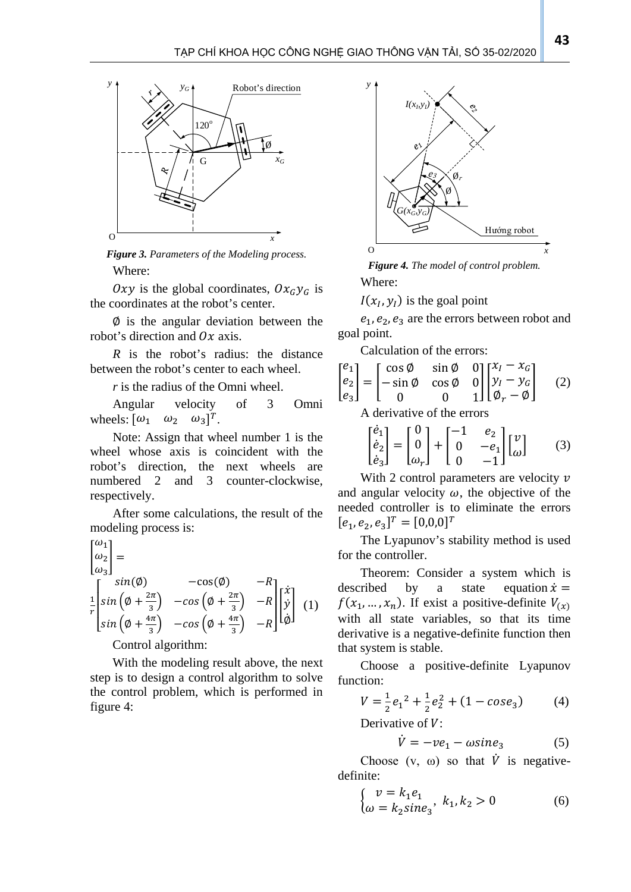*Figure 3. Parameters of the Modeling process.*

Where:

$Oxy$ is the global coordinates, $Ox_Gy_G$ is the coordinates at the robot's center.

$\emptyset$ is the angular deviation between the robot's direction and $Ox$ axis.

$R$ is the robot's radius: the distance between the robot's center to each wheel.

*r* is the radius of the Omni wheel.

Angular velocity of 3 Omni wheels: $[\omega_1 \quad \omega_2 \quad \omega_3]^T$.

Note: Assign that wheel number 1 is the wheel whose axis is coincident with the robot's direction, the next wheels are numbered 2 and 3 counter-clockwise, respectively.

After some calculations, the result of the modeling process is:

$$\begin{bmatrix} \omega_1 \\ \omega_2 \\ \omega_3 \end{bmatrix} = \frac{1}{r}\begin{bmatrix} sin(\emptyset) & -\cos(\emptyset) & -R \\ sin\left(\emptyset+\frac{2\pi}{3}\right) & -cos\left(\emptyset+\frac{2\pi}{3}\right) & -R \\ sin\left(\emptyset+\frac{4\pi}{3}\right) & -cos\left(\emptyset+\frac{4\pi}{3}\right) & -R \end{bmatrix}\begin{bmatrix} \dot{x} \\ \dot{y} \\ \dot{\emptyset} \end{bmatrix} \quad (1)$$

Control algorithm:

With the modeling result above, the next step is to design a control algorithm to solve the control problem, which is performed in figure 4:

*Figure 4. The model of control problem.*

Where:

$I(x_I, y_I)$ is the goal point

$e_1, e_2, e_3$ are the errors between robot and goal point.

Calculation of the errors:

$$\begin{bmatrix} e_1 \\ e_2 \\ e_3 \end{bmatrix} = \begin{bmatrix} \cos\emptyset & \sin\emptyset & 0 \\ -\sin\emptyset & \cos\emptyset & 0 \\ 0 & 0 & 1 \end{bmatrix}\begin{bmatrix} x_I - x_G \\ y_I - y_G \\ \emptyset_r - \emptyset \end{bmatrix} \quad (2)$$

A derivative of the errors

$$\begin{bmatrix} \dot{e}_1 \\ \dot{e}_2 \\ \dot{e}_3 \end{bmatrix} = \begin{bmatrix} 0 \\ 0 \\ \omega_r \end{bmatrix} + \begin{bmatrix} -1 & e_2 \\ 0 & -e_1 \\ 0 & -1 \end{bmatrix}\begin{bmatrix} v \\ \omega \end{bmatrix} \quad (3)$$

With 2 control parameters are velocity $v$ and angular velocity $\omega$, the objective of the needed controller is to eliminate the errors $[e_1, e_2, e_3]^T = [0,0,0]^T$

The Lyapunov's stability method is used for the controller.

Theorem: Consider a system which is described by a state equation $\dot{x} = f(x_1, \ldots, x_n)$. If exist a positive-definite $V_{(x)}$ with all state variables, so that its time derivative is a negative-definite function then that system is stable.

Choose a positive-definite Lyapunov function:

$$V = \frac{1}{2}{e_1}^2 + \frac{1}{2}e_2^2 + (1 - cose_3) \quad (4)$$

Derivative of $V$:

$$\dot{V} = -ve_1 - \omega sine_3 \quad (5)$$

Choose (v, ω) so that $\dot{V}$ is negative-definite:

$$\begin{cases} v = k_1 e_1 \\ \omega = k_2 sine_3 \end{cases}, \; k_1, k_2 > 0 \quad (6)$$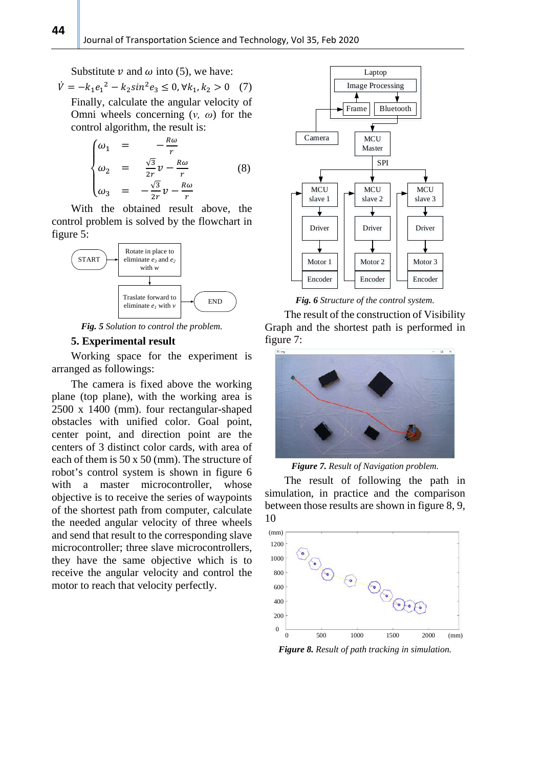Substitute $v$ and $\omega$ into (5), we have:

$$\dot{V} = -k_1 e_1{}^2 - k_2 sin^2 e_3 \leq 0, \forall k_1, k_2 > 0 \quad (7)$$

Finally, calculate the angular velocity of Omni wheels concerning ($v$, $\omega$) for the control algorithm, the result is:

$$\begin{cases} \omega_1 = -\frac{R\omega}{r} \\ \omega_2 = \frac{\sqrt{3}}{2r} v - \frac{R\omega}{r} \\ \omega_3 = -\frac{\sqrt{3}}{2r} v - \frac{R\omega}{r} \end{cases} \quad (8)$$

With the obtained result above, the control problem is solved by the flowchart in figure 5:

***Fig. 5*** *Solution to control the problem.*

## 5. Experimental result

Working space for the experiment is arranged as followings:

The camera is fixed above the working plane (top plane), with the working area is 2500 x 1400 (mm). four rectangular-shaped obstacles with unified color. Goal point, center point, and direction point are the centers of 3 distinct color cards, with area of each of them is 50 x 50 (mm). The structure of robot's control system is shown in figure 6 with a master microcontroller, whose objective is to receive the series of waypoints of the shortest path from computer, calculate the needed angular velocity of three wheels and send that result to the corresponding slave microcontroller; three slave microcontrollers, they have the same objective which is to receive the angular velocity and control the motor to reach that velocity perfectly.

***Fig. 6*** *Structure of the control system.*

The result of the construction of Visibility Graph and the shortest path is performed in figure 7:

***Figure 7.*** *Result of Navigation problem.*

The result of following the path in simulation, in practice and the comparison between those results are shown in figure 8, 9, 10

***Figure 8.*** *Result of path tracking in simulation.*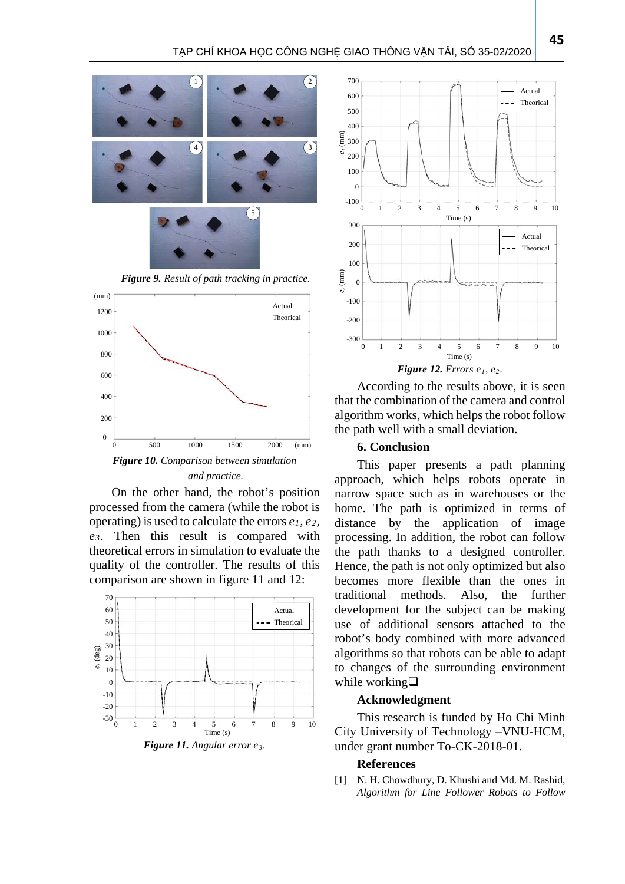*Figure 9. Result of path tracking in practice.*

*Figure 10. Comparison between simulation and practice.*

On the other hand, the robot's position processed from the camera (while the robot is operating) is used to calculate the errors $e_1$, $e_2$, $e_3$. Then this result is compared with theoretical errors in simulation to evaluate the quality of the controller. The results of this comparison are shown in figure 11 and 12:

*Figure 11. Angular error $e_3$.*

*Figure 12. Errors $e_1$, $e_2$.*

According to the results above, it is seen that the combination of the camera and control algorithm works, which helps the robot follow the path well with a small deviation.

## 6. Conclusion

This paper presents a path planning approach, which helps robots operate in narrow space such as in warehouses or the home. The path is optimized in terms of distance by the application of image processing. In addition, the robot can follow the path thanks to a designed controller. Hence, the path is not only optimized but also becomes more flexible than the ones in traditional methods. Also, the further development for the subject can be making use of additional sensors attached to the robot's body combined with more advanced algorithms so that robots can be able to adapt to changes of the surrounding environment while working❑

## Acknowledgment

This research is funded by Ho Chi Minh City University of Technology –VNU-HCM, under grant number To-CK-2018-01.

## References

[1] N. H. Chowdhury, D. Khushi and Md. M. Rashid, *Algorithm for Line Follower Robots to Follow*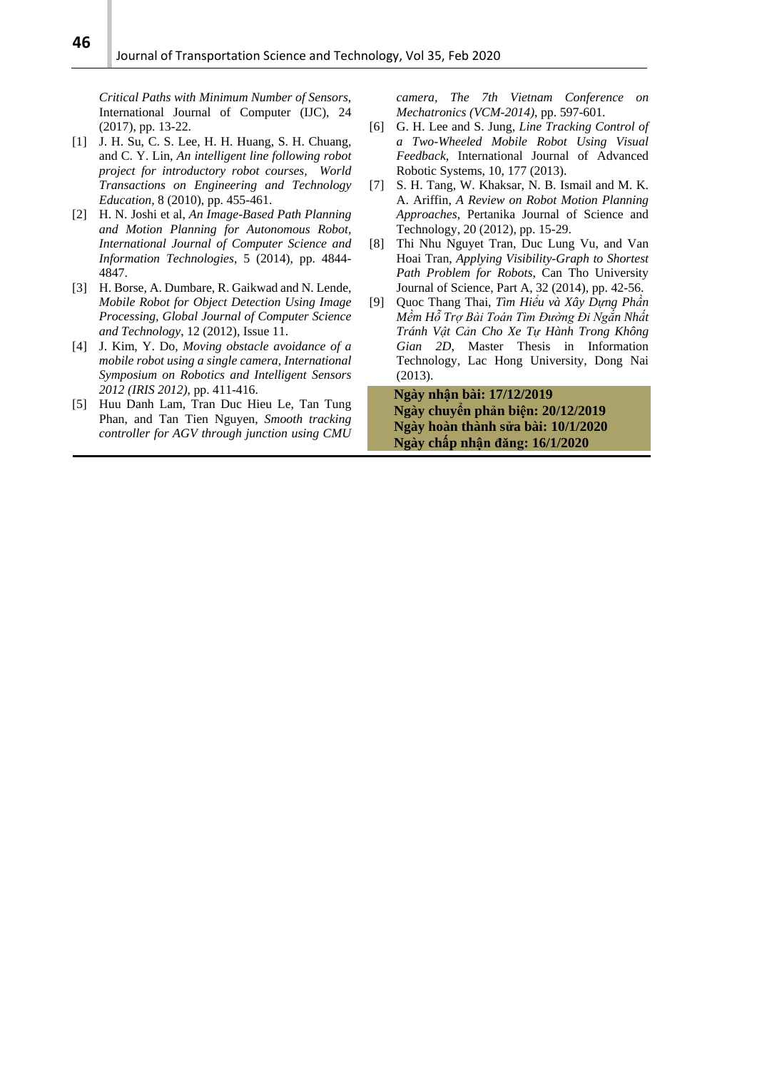*Critical Paths with Minimum Number of Sensors*, International Journal of Computer (IJC), 24 (2017), pp. 13-22.

[1] J. H. Su, C. S. Lee, H. H. Huang, S. H. Chuang, and C. Y. Lin, *An intelligent line following robot project for introductory robot courses, World Transactions on Engineering and Technology Education*, 8 (2010), pp. 455-461.

[2] H. N. Joshi et al, *An Image-Based Path Planning and Motion Planning for Autonomous Robot, International Journal of Computer Science and Information Technologies*, 5 (2014), pp. 4844-4847.

[3] H. Borse, A. Dumbare, R. Gaikwad and N. Lende, *Mobile Robot for Object Detection Using Image Processing, Global Journal of Computer Science and Technology*, 12 (2012), Issue 11.

[4] J. Kim, Y. Do, *Moving obstacle avoidance of a mobile robot using a single camera, International Symposium on Robotics and Intelligent Sensors 2012 (IRIS 2012)*, pp. 411-416.

[5] Huu Danh Lam, Tran Duc Hieu Le, Tan Tung Phan, and Tan Tien Nguyen, *Smooth tracking controller for AGV through junction using CMU camera, The 7th Vietnam Conference on Mechatronics (VCM-2014)*, pp. 597-601.

[6] G. H. Lee and S. Jung, *Line Tracking Control of a Two-Wheeled Mobile Robot Using Visual Feedback*, International Journal of Advanced Robotic Systems, 10, 177 (2013).

[7] S. H. Tang, W. Khaksar, N. B. Ismail and M. K. A. Ariffin, *A Review on Robot Motion Planning Approaches*, Pertanika Journal of Science and Technology, 20 (2012), pp. 15-29.

[8] Thi Nhu Nguyet Tran, Duc Lung Vu, and Van Hoai Tran, *Applying Visibility-Graph to Shortest Path Problem for Robots*, Can Tho University Journal of Science, Part A, 32 (2014), pp. 42-56.

[9] Quoc Thang Thai, *Tìm Hiểu và Xây Dựng Phần Mềm Hỗ Trợ Bài Toán Tìm Đường Đi Ngắn Nhất Tránh Vật Cản Cho Xe Tự Hành Trong Không Gian 2D*, Master Thesis in Information Technology, Lac Hong University, Dong Nai (2013).

**Ngày nhận bài: 17/12/2019**
**Ngày chuyển phản biện: 20/12/2019**
**Ngày hoàn thành sửa bài: 10/1/2020**
**Ngày chấp nhận đăng: 16/1/2020**